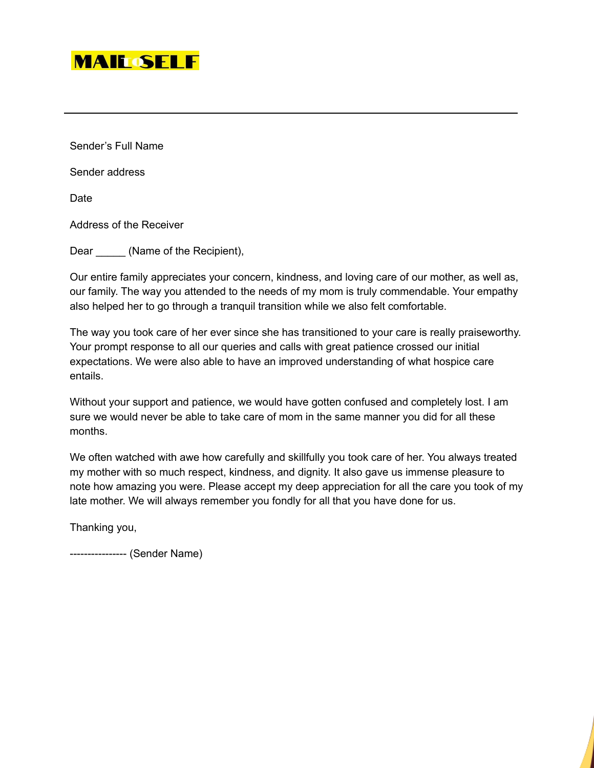MAIL TO SELF

---

Sender's Full Name

Sender address

Date

Address of the Receiver

Dear _____ (Name of the Recipient),

Our entire family appreciates your concern, kindness, and loving care of our mother, as well as, our family. The way you attended to the needs of my mom is truly commendable. Your empathy also helped her to go through a tranquil transition while we also felt comfortable.

The way you took care of her ever since she has transitioned to your care is really praiseworthy. Your prompt response to all our queries and calls with great patience crossed our initial expectations. We were also able to have an improved understanding of what hospice care entails.

Without your support and patience, we would have gotten confused and completely lost. I am sure we would never be able to take care of mom in the same manner you did for all these months.

We often watched with awe how carefully and skillfully you took care of her. You always treated my mother with so much respect, kindness, and dignity. It also gave us immense pleasure to note how amazing you were. Please accept my deep appreciation for all the care you took of my late mother. We will always remember you fondly for all that you have done for us.

Thanking you,

---------------- (Sender Name)